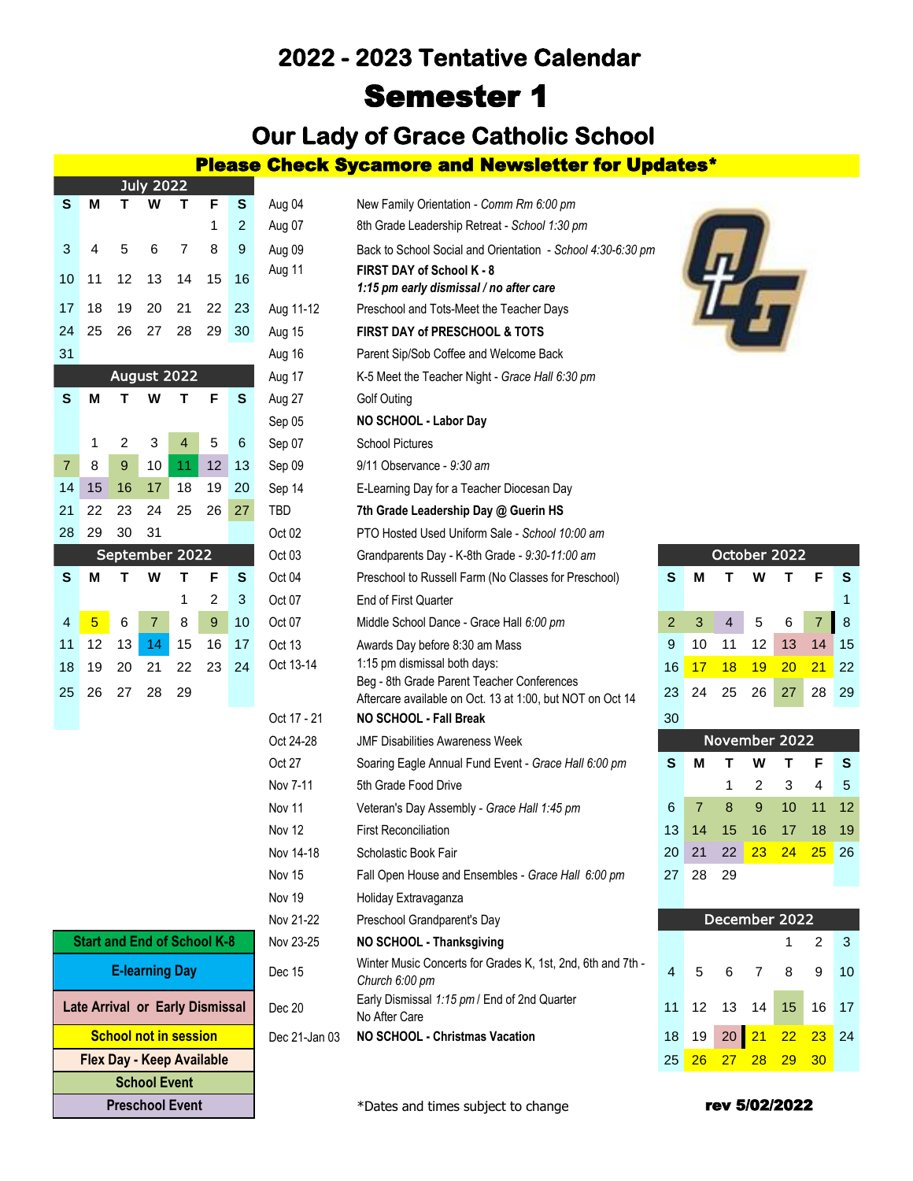# 2022 - 2023 Tentative Calendar

# Semester 1

## Our Lady of Grace Catholic School

**Please Check Sycamore and Newsletter for Updates***

**July 2022**

| S | M | T | W | T | F | S |
|---|---|---|---|---|---|---|
| | | | | | 1 | 2 |
| 3 | 4 | 5 | 6 | 7 | 8 | 9 |
| 10 | 11 | 12 | 13 | 14 | 15 | 16 |
| 17 | 18 | 19 | 20 | 21 | 22 | 23 |
| 24 | 25 | 26 | 27 | 28 | 29 | 30 |
| 31 | | | | | | |

**August 2022**

| S | M | T | W | T | F | S |
|---|---|---|---|---|---|---|
| | 1 | 2 | 3 | 4 | 5 | 6 |
| 7 | 8 | 9 | 10 | 11 | 12 | 13 |
| 14 | 15 | 16 | 17 | 18 | 19 | 20 |
| 21 | 22 | 23 | 24 | 25 | 26 | 27 |
| 28 | 29 | 30 | 31 | | | |

**September 2022**

| S | M | T | W | T | F | S |
|---|---|---|---|---|---|---|
| | | | | 1 | 2 | 3 |
| 4 | 5 | 6 | 7 | 8 | 9 | 10 |
| 11 | 12 | 13 | 14 | 15 | 16 | 17 |
| 18 | 19 | 20 | 21 | 22 | 23 | 24 |
| 25 | 26 | 27 | 28 | 29 | | |

| Date | Event |
|---|---|
| Aug 04 | New Family Orientation - *Comm Rm 6:00 pm* |
| Aug 07 | 8th Grade Leadership Retreat - *School 1:30 pm* |
| Aug 09 | Back to School Social and Orientation - *School 4:30-6:30 pm* |
| Aug 11 | **FIRST DAY of School K - 8** ***1:15 pm early dismissal / no after care*** |
| Aug 11-12 | Preschool and Tots-Meet the Teacher Days |
| Aug 15 | **FIRST DAY of PRESCHOOL & TOTS** |
| Aug 16 | Parent Sip/Sob Coffee and Welcome Back |
| Aug 17 | K-5 Meet the Teacher Night - *Grace Hall 6:30 pm* |
| Aug 27 | Golf Outing |
| Sep 05 | **NO SCHOOL - Labor Day** |
| Sep 07 | School Pictures |
| Sep 09 | 9/11 Observance - *9:30 am* |
| Sep 14 | E-Learning Day for a Teacher Diocesan Day |
| TBD | **7th Grade Leadership Day @ Guerin HS** |
| Oct 02 | PTO Hosted Uniform Sale - *School 10:00 am* |
| Oct 03 | Grandparents Day - K-8th Grade - *9:30-11:00 am* |
| Oct 04 | Preschool to Russell Farm (No Classes for Preschool) |
| Oct 07 | End of First Quarter |
| Oct 07 | Middle School Dance - Grace Hall *6:00 pm* |
| Oct 13 | Awards Day before 8:30 am Mass |
| Oct 13-14 | 1:15 pm dismissal both days: Beg - 8th Grade Parent Teacher Conferences Aftercare available on Oct. 13 at 1:00, but NOT on Oct 14 |
| Oct 17 - 21 | **NO SCHOOL - Fall Break** |
| Oct 24-28 | JMF Disabilities Awareness Week |
| Oct 27 | Soaring Eagle Annual Fund Event - *Grace Hall 6:00 pm* |
| Nov 7-11 | 5th Grade Food Drive |
| Nov 11 | Veteran's Day Assembly - *Grace Hall 1:45 pm* |
| Nov 12 | First Reconciliation |
| Nov 14-18 | Scholastic Book Fair |
| Nov 15 | Fall Open House and Ensembles - *Grace Hall 6:00 pm* |
| Nov 19 | Holiday Extravaganza |
| Nov 21-22 | Preschool Grandparent's Day |
| Nov 23-25 | **NO SCHOOL - Thanksgiving** |
| Dec 15 | Winter Music Concerts for Grades K, 1st, 2nd, 6th and 7th - *Church 6:00 pm* |
| Dec 20 | Early Dismissal *1:15 pm* / End of 2nd Quarter No After Care |
| Dec 21-Jan 03 | **NO SCHOOL - Christmas Vacation** |

**October 2022**

| S | M | T | W | T | F | S |
|---|---|---|---|---|---|---|
| | | | | | | 1 |
| 2 | 3 | 4 | 5 | 6 | 7 | 8 |
| 9 | 10 | 11 | 12 | 13 | 14 | 15 |
| 16 | 17 | 18 | 19 | 20 | 21 | 22 |
| 23 | 24 | 25 | 26 | 27 | 28 | 29 |
| 30 | | | | | | |

**November 2022**

| S | M | T | W | T | F | S |
|---|---|---|---|---|---|---|
| | | 1 | 2 | 3 | 4 | 5 |
| 6 | 7 | 8 | 9 | 10 | 11 | 12 |
| 13 | 14 | 15 | 16 | 17 | 18 | 19 |
| 20 | 21 | 22 | 23 | 24 | 25 | 26 |
| 27 | 28 | 29 | | | | |

**December 2022**

| S | M | T | W | T | F | S |
|---|---|---|---|---|---|---|
| | | | | 1 | 2 | 3 |
| 4 | 5 | 6 | 7 | 8 | 9 | 10 |
| 11 | 12 | 13 | 14 | 15 | 16 | 17 |
| 18 | 19 | 20 | 21 | 22 | 23 | 24 |
| 25 | 26 | 27 | 28 | 29 | 30 | |

**Legend**

- Start and End of School K-8
- E-learning Day
- Late Arrival or Early Dismissal
- School not in session
- Flex Day - Keep Available
- School Event
- Preschool Event

*Dates and times subject to change

**rev 5/02/2022**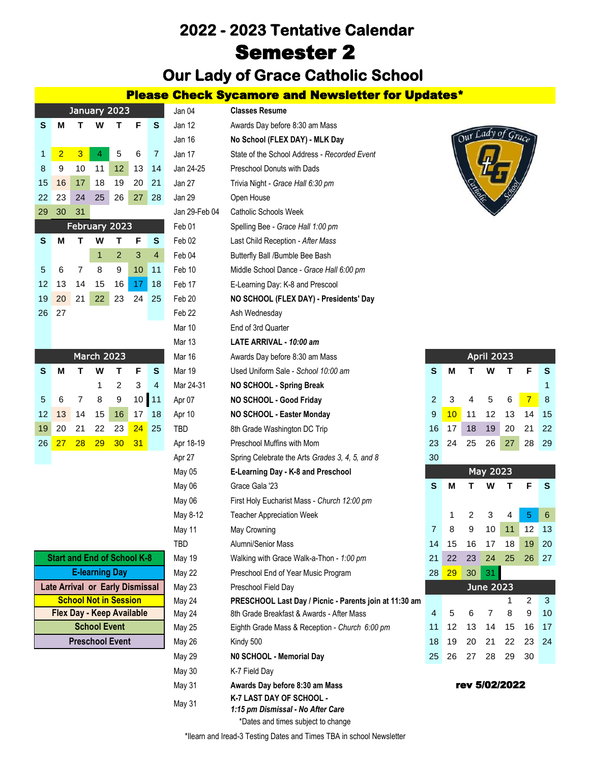# 2022 - 2023 Tentative Calendar

# Semester 2

## Our Lady of Grace Catholic School

**Please Check Sycamore and Newsletter for Updates***

**January 2023**

| S | M | T | W | T | F | S |
|---|---|---|---|---|---|---|
| | | | | | | |
| 1 | 2 | 3 | 4 | 5 | 6 | 7 |
| 8 | 9 | 10 | 11 | 12 | 13 | 14 |
| 15 | 16 | 17 | 18 | 19 | 20 | 21 |
| 22 | 23 | 24 | 25 | 26 | 27 | 28 |
| 29 | 30 | 31 | | | | |

**February 2023**

| S | M | T | W | T | F | S |
|---|---|---|---|---|---|---|
| | | | 1 | 2 | 3 | 4 |
| 5 | 6 | 7 | 8 | 9 | 10 | 11 |
| 12 | 13 | 14 | 15 | 16 | 17 | 18 |
| 19 | 20 | 21 | 22 | 23 | 24 | 25 |
| 26 | 27 | | | | | |

**March 2023**

| S | M | T | W | T | F | S |
|---|---|---|---|---|---|---|
| | | | 1 | 2 | 3 | 4 |
| 5 | 6 | 7 | 8 | 9 | 10 | 11 |
| 12 | 13 | 14 | 15 | 16 | 17 | 18 |
| 19 | 20 | 21 | 22 | 23 | 24 | 25 |
| 26 | 27 | 28 | 29 | 30 | 31 | |

| Date | Event |
|---|---|
| Jan 04 | **Classes Resume** |
| Jan 12 | Awards Day before 8:30 am Mass |
| Jan 16 | **No School (FLEX DAY) - MLK Day** |
| Jan 17 | State of the School Address - *Recorded Event* |
| Jan 24-25 | Preschool Donuts with Dads |
| Jan 27 | Trivia Night - *Grace Hall 6:30 pm* |
| Jan 29 | Open House |
| Jan 29-Feb 04 | Catholic Schools Week |
| Feb 01 | Spelling Bee - *Grace Hall 1:00 pm* |
| Feb 02 | Last Child Reception - *After Mass* |
| Feb 04 | Butterfly Ball /Bumble Bee Bash |
| Feb 10 | Middle School Dance - *Grace Hall 6:00 pm* |
| Feb 17 | E-Learning Day: K-8 and Prescool |
| Feb 20 | **NO SCHOOL (FLEX DAY) - Presidents' Day** |
| Feb 22 | Ash Wednesday |
| Mar 10 | End of 3rd Quarter |
| Mar 13 | **LATE ARRIVAL - *10:00 am*** |
| Mar 16 | Awards Day before 8:30 am Mass |
| Mar 19 | Used Uniform Sale - *School 10:00 am* |
| Mar 24-31 | **NO SCHOOL - Spring Break** |
| Apr 07 | **NO SCHOOL - Good Friday** |
| Apr 10 | **NO SCHOOL - Easter Monday** |
| TBD | 8th Grade Washington DC Trip |
| Apr 18-19 | Preschool Muffins with Mom |
| Apr 27 | Spring Celebrate the Arts *Grades 3, 4, 5, and 8* |
| May 05 | **E-Learning Day - K-8 and Preschool** |
| May 06 | Grace Gala '23 |
| May 06 | First Holy Eucharist Mass - *Church 12:00 pm* |
| May 8-12 | Teacher Appreciation Week |
| May 11 | May Crowning |
| TBD | Alumni/Senior Mass |
| May 19 | Walking with Grace Walk-a-Thon - *1:00 pm* |
| May 22 | Preschool End of Year Music Program |
| May 23 | Preschool Field Day |
| May 24 | **PRESCHOOL Last Day / Picnic - Parents join at 11:30 am** |
| May 24 | 8th Grade Breakfast & Awards - After Mass |
| May 25 | Eighth Grade Mass & Reception - *Church 6:00 pm* |
| May 26 | Kindy 500 |
| May 29 | **N0 SCHOOL - Memorial Day** |
| May 30 | K-7 Field Day |
| May 31 | **Awards Day before 8:30 am Mass** |
| May 31 | **K-7 LAST DAY OF SCHOOL - *1:15 pm Dismissal - No After Care*** |

**April 2023**

| S | M | T | W | T | F | S |
|---|---|---|---|---|---|---|
| | | | | | | 1 |
| 2 | 3 | 4 | 5 | 6 | 7 | 8 |
| 9 | 10 | 11 | 12 | 13 | 14 | 15 |
| 16 | 17 | 18 | 19 | 20 | 21 | 22 |
| 23 | 24 | 25 | 26 | 27 | 28 | 29 |
| 30 | | | | | | |

**May 2023**

| S | M | T | W | T | F | S |
|---|---|---|---|---|---|---|
| | 1 | 2 | 3 | 4 | 5 | 6 |
| 7 | 8 | 9 | 10 | 11 | 12 | 13 |
| 14 | 15 | 16 | 17 | 18 | 19 | 20 |
| 21 | 22 | 23 | 24 | 25 | 26 | 27 |
| 28 | 29 | 30 | 31 | | | |

**June 2023**

| S | M | T | W | T | F | S |
|---|---|---|---|---|---|---|
| | | | | 1 | 2 | 3 |
| 4 | 5 | 6 | 7 | 8 | 9 | 10 |
| 11 | 12 | 13 | 14 | 15 | 16 | 17 |
| 18 | 19 | 20 | 21 | 22 | 23 | 24 |
| 25 | 26 | 27 | 28 | 29 | 30 | |

**Legend:**
- Start and End of School K-8
- E-learning Day
- Late Arrival or Early Dismissal
- School Not in Session
- Flex Day - Keep Available
- School Event
- Preschool Event

**rev 5/02/2022**

*Dates and times subject to change

*Ilearn and Iread-3 Testing Dates and Times TBA in school Newsletter